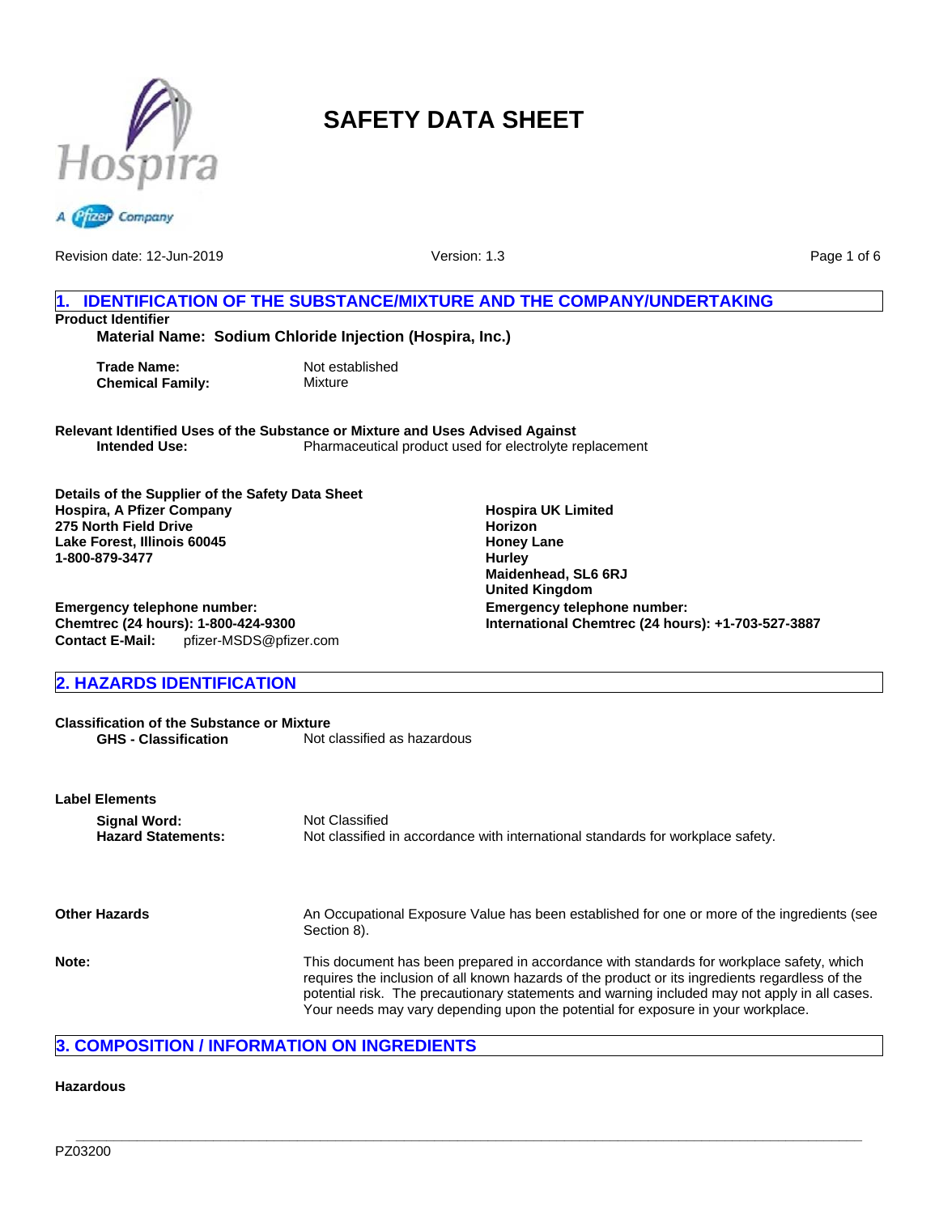# SAFETY DATA SHEET

Revision date: 12-Jun-2019

Version: 1.3

## 1. IDENTIFICATION OF THE SUBSTANCE/MIXTURE AND THE COMPANY/UNDERTAKING

**Product Identifier**

**Material Name: Sodium Chloride Injection (Hospira, Inc.)**

**Trade Name:** Not established
**Chemical Family:** Mixture

**Relevant Identified Uses of the Substance or Mixture and Uses Advised Against**
**Intended Use:** Pharmaceutical product used for electrolyte replacement

**Details of the Supplier of the Safety Data Sheet**
**Hospira, A Pfizer Company**
**275 North Field Drive**
**Lake Forest, Illinois 60045**
**1-800-879-3477**

**Emergency telephone number:**
**Chemtrec (24 hours): 1-800-424-9300**
**Contact E-Mail:** pfizer-MSDS@pfizer.com

**Hospira UK Limited**
**Horizon**
**Honey Lane**
**Hurley**
**Maidenhead, SL6 6RJ**
**United Kingdom**
**Emergency telephone number:**
**International Chemtrec (24 hours): +1-703-527-3887**

## 2. HAZARDS IDENTIFICATION

**Classification of the Substance or Mixture**
**GHS - Classification** Not classified as hazardous

**Label Elements**

**Signal Word:** Not Classified
**Hazard Statements:** Not classified in accordance with international standards for workplace safety.

**Other Hazards** An Occupational Exposure Value has been established for one or more of the ingredients (see Section 8).

**Note:** This document has been prepared in accordance with standards for workplace safety, which requires the inclusion of all known hazards of the product or its ingredients regardless of the potential risk. The precautionary statements and warning included may not apply in all cases. Your needs may vary depending upon the potential for exposure in your workplace.

## 3. COMPOSITION / INFORMATION ON INGREDIENTS

**Hazardous**

PZ03200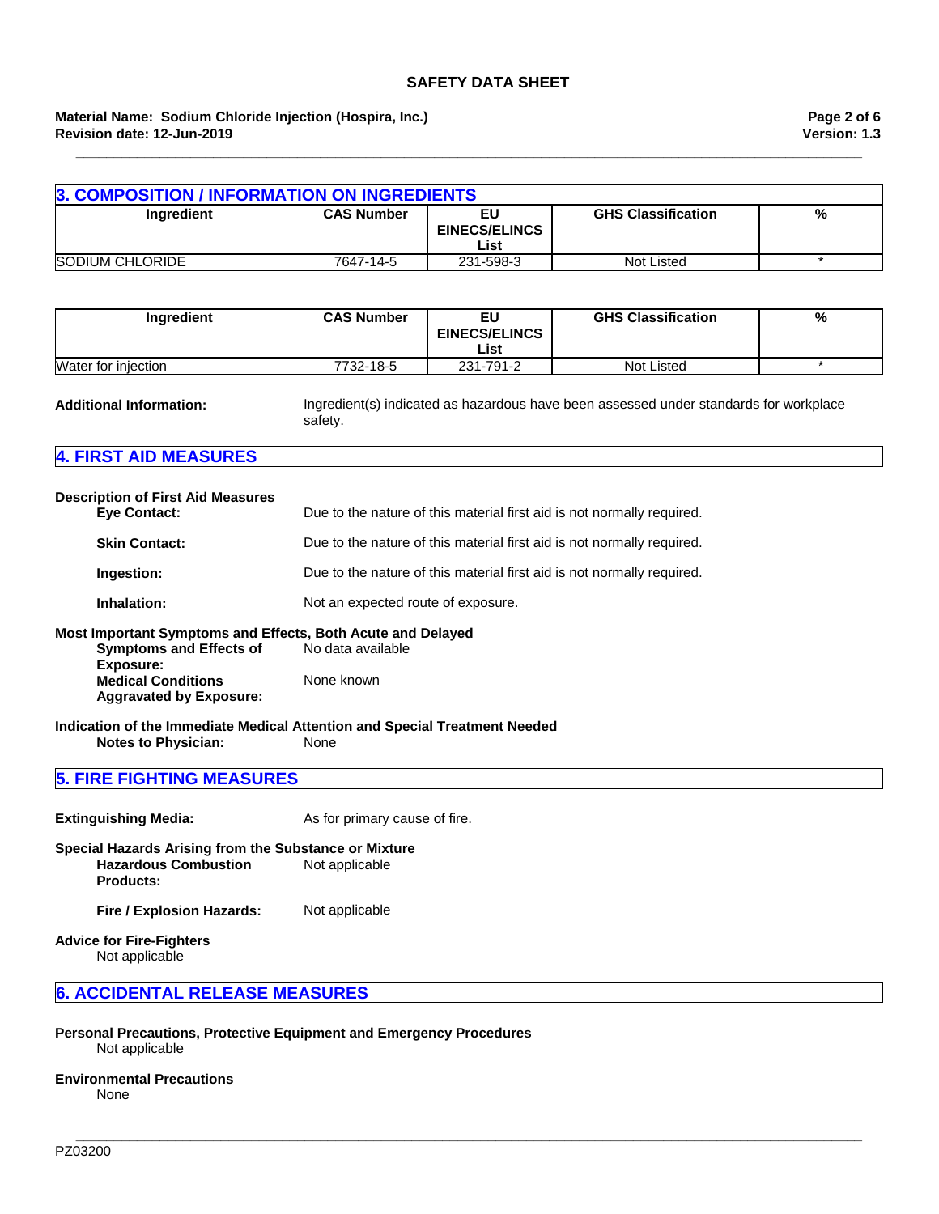## 3. COMPOSITION / INFORMATION ON INGREDIENTS

| Ingredient | CAS Number | EU EINECS/ELINCS List | GHS Classification | % |
|---|---|---|---|---|
| SODIUM CHLORIDE | 7647-14-5 | 231-598-3 | Not Listed | * |

| Ingredient | CAS Number | EU EINECS/ELINCS List | GHS Classification | % |
|---|---|---|---|---|
| Water for injection | 7732-18-5 | 231-791-2 | Not Listed | * |

**Additional Information:** Ingredient(s) indicated as hazardous have been assessed under standards for workplace safety.

## 4. FIRST AID MEASURES

**Description of First Aid Measures**

**Eye Contact:** Due to the nature of this material first aid is not normally required.

**Skin Contact:** Due to the nature of this material first aid is not normally required.

**Ingestion:** Due to the nature of this material first aid is not normally required.

**Inhalation:** Not an expected route of exposure.

**Most Important Symptoms and Effects, Both Acute and Delayed**

**Symptoms and Effects of Exposure:** No data available

**Medical Conditions Aggravated by Exposure:** None known

**Indication of the Immediate Medical Attention and Special Treatment Needed**

**Notes to Physician:** None

## 5. FIRE FIGHTING MEASURES

**Extinguishing Media:** As for primary cause of fire.

**Special Hazards Arising from the Substance or Mixture**

**Hazardous Combustion Products:** Not applicable

**Fire / Explosion Hazards:** Not applicable

**Advice for Fire-Fighters**

Not applicable

## 6. ACCIDENTAL RELEASE MEASURES

**Personal Precautions, Protective Equipment and Emergency Procedures**

Not applicable

**Environmental Precautions**

None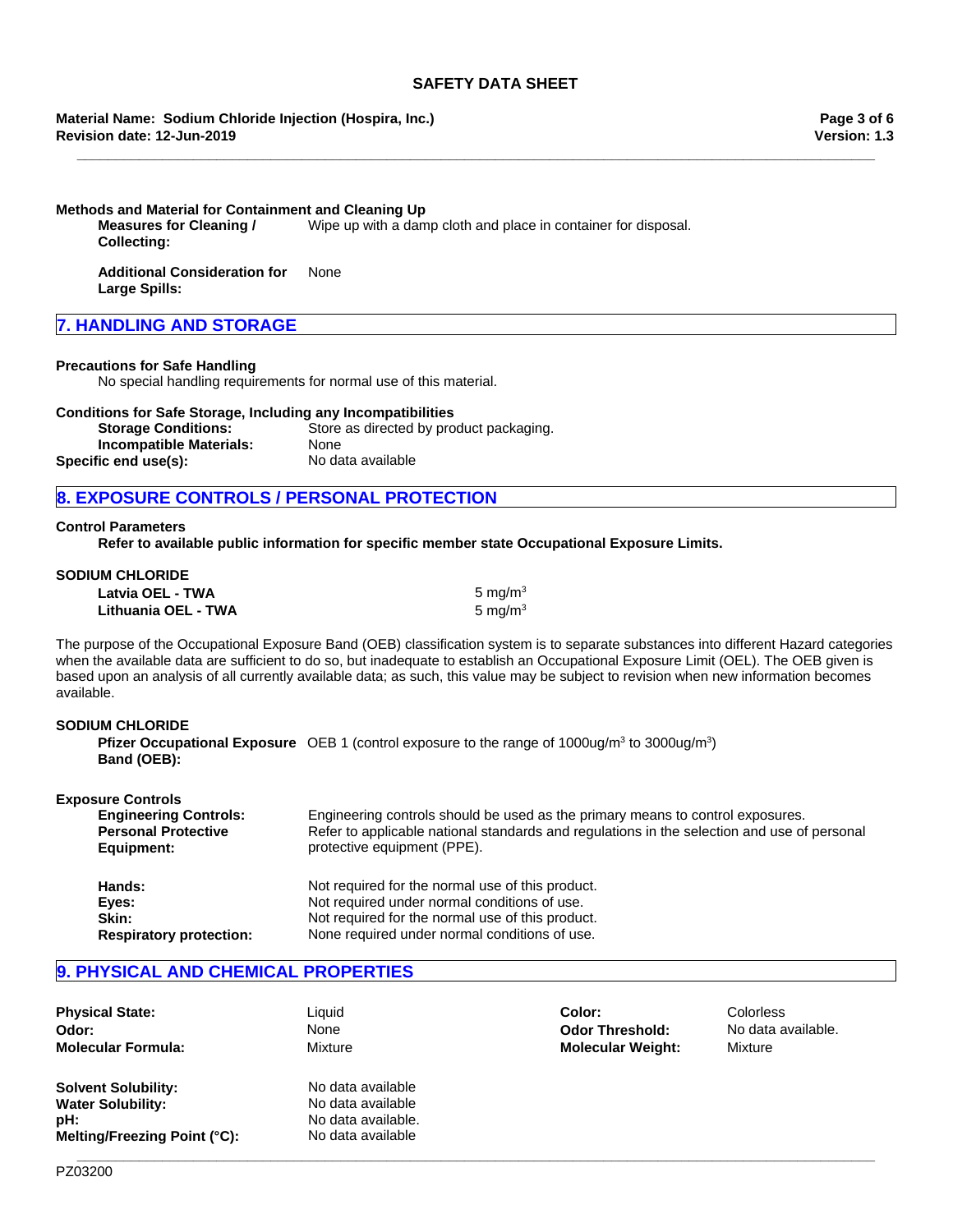**Methods and Material for Containment and Cleaning Up**

| | |
|---|---|
| **Measures for Cleaning / Collecting:** | Wipe up with a damp cloth and place in container for disposal. |
| **Additional Consideration for Large Spills:** | None |

## 7. HANDLING AND STORAGE

**Precautions for Safe Handling**

No special handling requirements for normal use of this material.

**Conditions for Safe Storage, Including any Incompatibilities**

| | |
|---|---|
| **Storage Conditions:** | Store as directed by product packaging. |
| **Incompatible Materials:** | None |
| **Specific end use(s):** | No data available |

## 8. EXPOSURE CONTROLS / PERSONAL PROTECTION

**Control Parameters**

**Refer to available public information for specific member state Occupational Exposure Limits.**

**SODIUM CHLORIDE**

| | |
|---|---|
| **Latvia OEL - TWA** | 5 $mg/m^3$ |
| **Lithuania OEL - TWA** | 5 $mg/m^3$ |

The purpose of the Occupational Exposure Band (OEB) classification system is to separate substances into different Hazard categories when the available data are sufficient to do so, but inadequate to establish an Occupational Exposure Limit (OEL). The OEB given is based upon an analysis of all currently available data; as such, this value may be subject to revision when new information becomes available.

**SODIUM CHLORIDE**

| | |
|---|---|
| **Pfizer Occupational Exposure Band (OEB):** | OEB 1 (control exposure to the range of 1000ug/$m^3$ to 3000ug/$m^3$) |

**Exposure Controls**

| | |
|---|---|
| **Engineering Controls:** | Engineering controls should be used as the primary means to control exposures. |
| **Personal Protective Equipment:** | Refer to applicable national standards and regulations in the selection and use of personal protective equipment (PPE). |
| **Hands:** | Not required for the normal use of this product. |
| **Eyes:** | Not required under normal conditions of use. |
| **Skin:** | Not required for the normal use of this product. |
| **Respiratory protection:** | None required under normal conditions of use. |

## 9. PHYSICAL AND CHEMICAL PROPERTIES

| | | | |
|---|---|---|---|
| **Physical State:** | Liquid | **Color:** | Colorless |
| **Odor:** | None | **Odor Threshold:** | No data available. |
| **Molecular Formula:** | Mixture | **Molecular Weight:** | Mixture |

| | |
|---|---|
| **Solvent Solubility:** | No data available |
| **Water Solubility:** | No data available |
| **pH:** | No data available. |
| **Melting/Freezing Point (°C):** | No data available |

PZ03200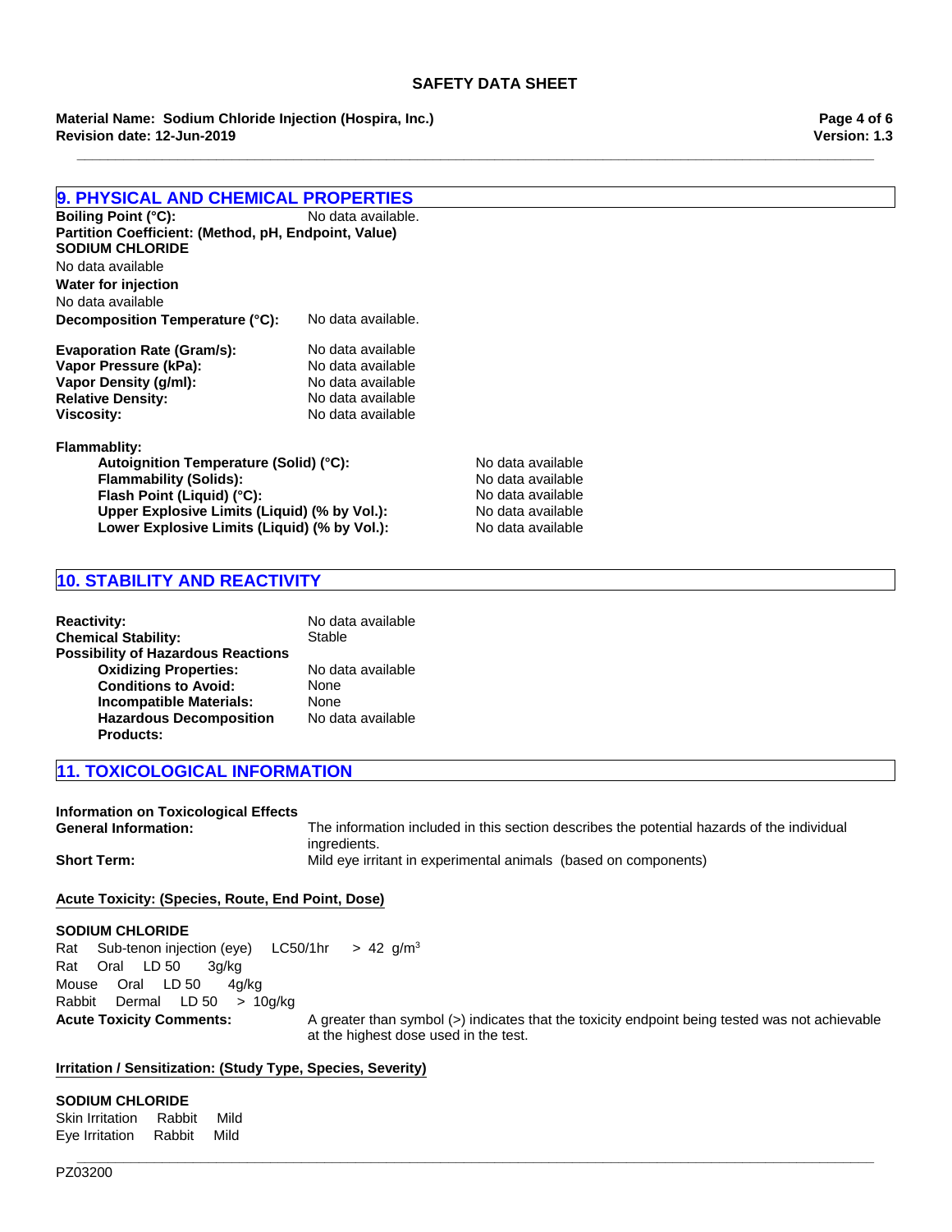## 9. PHYSICAL AND CHEMICAL PROPERTIES

**Boiling Point (°C):** No data available.

**Partition Coefficient: (Method, pH, Endpoint, Value)**

**SODIUM CHLORIDE**

No data available

**Water for injection**

No data available

**Decomposition Temperature (°C):** No data available.

| | |
|---|---|
| **Evaporation Rate (Gram/s):** | No data available |
| **Vapor Pressure (kPa):** | No data available |
| **Vapor Density (g/ml):** | No data available |
| **Relative Density:** | No data available |
| **Viscosity:** | No data available |

**Flammablity:**

| | |
|---|---|
| **Autoignition Temperature (Solid) (°C):** | No data available |
| **Flammability (Solids):** | No data available |
| **Flash Point (Liquid) (°C):** | No data available |
| **Upper Explosive Limits (Liquid) (% by Vol.):** | No data available |
| **Lower Explosive Limits (Liquid) (% by Vol.):** | No data available |

## 10. STABILITY AND REACTIVITY

| | |
|---|---|
| **Reactivity:** | No data available |
| **Chemical Stability:** | Stable |
| **Possibility of Hazardous Reactions** | |
| **Oxidizing Properties:** | No data available |
| **Conditions to Avoid:** | None |
| **Incompatible Materials:** | None |
| **Hazardous Decomposition Products:** | No data available |

## 11. TOXICOLOGICAL INFORMATION

**Information on Toxicological Effects**

**General Information:** The information included in this section describes the potential hazards of the individual ingredients.

**Short Term:** Mild eye irritant in experimental animals (based on components)

**Acute Toxicity: (Species, Route, End Point, Dose)**

**SODIUM CHLORIDE**

| | | | |
|---|---|---|---|
| Rat | Sub-tenon injection (eye) | LC50/1hr | > 42 g/m$^3$ |
| Rat | Oral | LD 50 | 3g/kg |
| Mouse | Oral | LD 50 | 4g/kg |
| Rabbit | Dermal | LD 50 | > 10g/kg |

**Acute Toxicity Comments:** A greater than symbol (>) indicates that the toxicity endpoint being tested was not achievable at the highest dose used in the test.

**Irritation / Sensitization: (Study Type, Species, Severity)**

**SODIUM CHLORIDE**

| | | |
|---|---|---|
| Skin Irritation | Rabbit | Mild |
| Eye Irritation | Rabbit | Mild |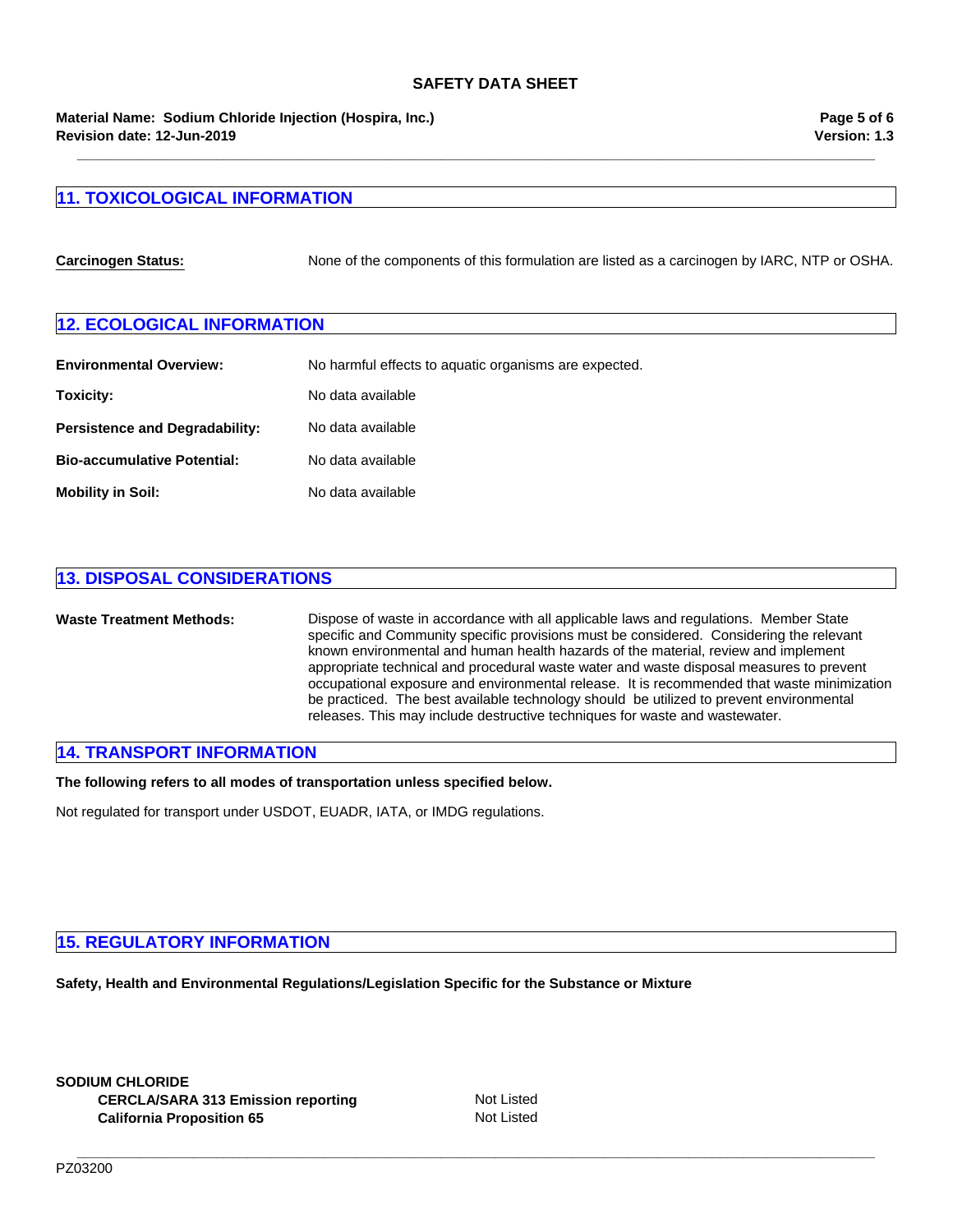## 11. TOXICOLOGICAL INFORMATION

**Carcinogen Status:** None of the components of this formulation are listed as a carcinogen by IARC, NTP or OSHA.

## 12. ECOLOGICAL INFORMATION

**Environmental Overview:** No harmful effects to aquatic organisms are expected.

**Toxicity:** No data available

**Persistence and Degradability:** No data available

**Bio-accumulative Potential:** No data available

**Mobility in Soil:** No data available

## 13. DISPOSAL CONSIDERATIONS

**Waste Treatment Methods:** Dispose of waste in accordance with all applicable laws and regulations. Member State specific and Community specific provisions must be considered. Considering the relevant known environmental and human health hazards of the material, review and implement appropriate technical and procedural waste water and waste disposal measures to prevent occupational exposure and environmental release. It is recommended that waste minimization be practiced. The best available technology should be utilized to prevent environmental releases. This may include destructive techniques for waste and wastewater.

## 14. TRANSPORT INFORMATION

**The following refers to all modes of transportation unless specified below.**

Not regulated for transport under USDOT, EUADR, IATA, or IMDG regulations.

## 15. REGULATORY INFORMATION

**Safety, Health and Environmental Regulations/Legislation Specific for the Substance or Mixture**

**SODIUM CHLORIDE**

| | |
|---|---|
| **CERCLA/SARA 313 Emission reporting** | Not Listed |
| **California Proposition 65** | Not Listed |

PZ03200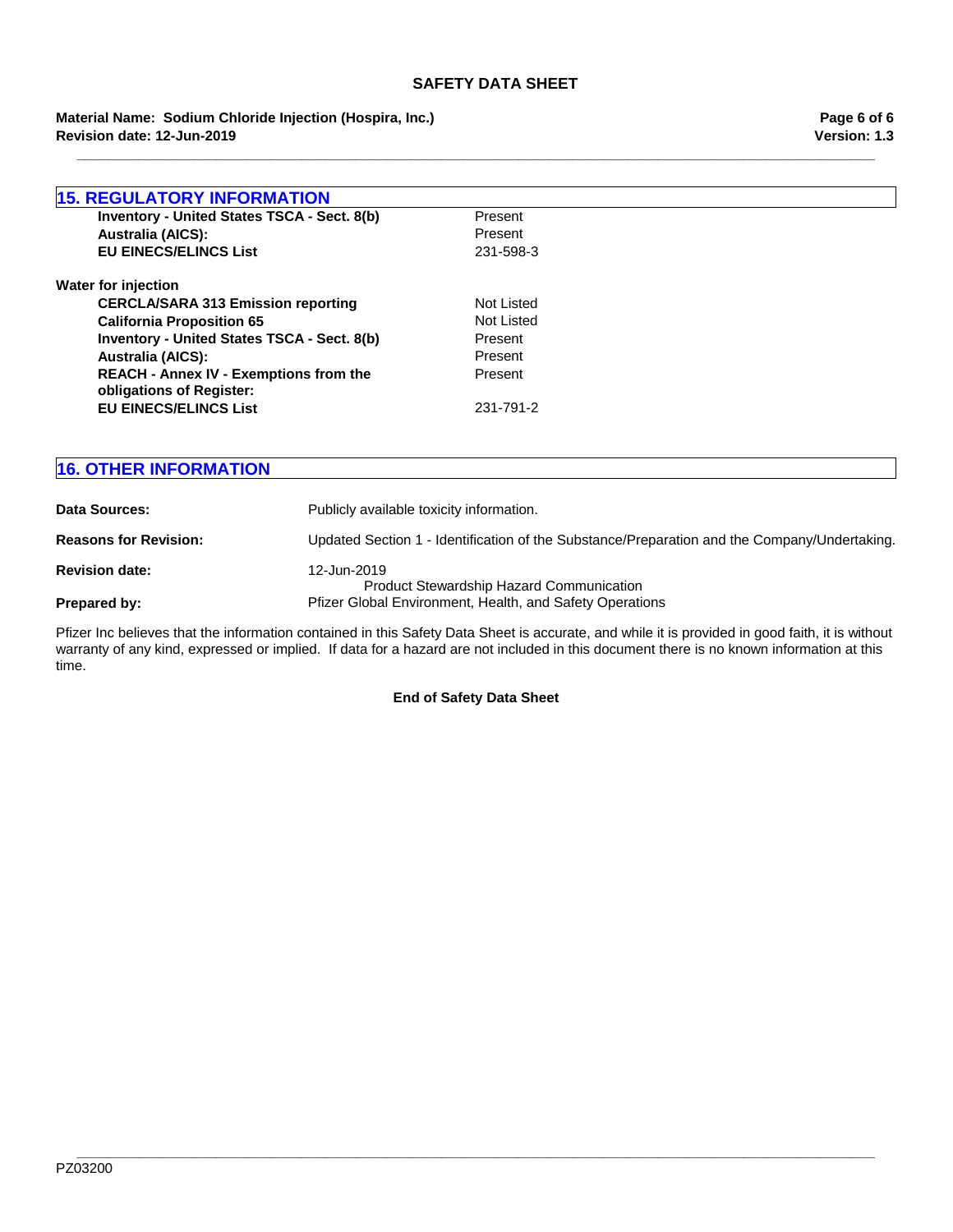## 15. REGULATORY INFORMATION

| | |
|---|---|
| **Inventory - United States TSCA - Sect. 8(b)** | Present |
| **Australia (AICS):** | Present |
| **EU EINECS/ELINCS List** | 231-598-3 |

**Water for injection**

| | |
|---|---|
| **CERCLA/SARA 313 Emission reporting** | Not Listed |
| **California Proposition 65** | Not Listed |
| **Inventory - United States TSCA - Sect. 8(b)** | Present |
| **Australia (AICS):** | Present |
| **REACH - Annex IV - Exemptions from the obligations of Register:** | Present |
| **EU EINECS/ELINCS List** | 231-791-2 |

## 16. OTHER INFORMATION

**Data Sources:** Publicly available toxicity information.

**Reasons for Revision:** Updated Section 1 - Identification of the Substance/Preparation and the Company/Undertaking.

**Revision date:** 12-Jun-2019

**Prepared by:** Product Stewardship Hazard Communication
Pfizer Global Environment, Health, and Safety Operations

Pfizer Inc believes that the information contained in this Safety Data Sheet is accurate, and while it is provided in good faith, it is without warranty of any kind, expressed or implied. If data for a hazard are not included in this document there is no known information at this time.

**End of Safety Data Sheet**